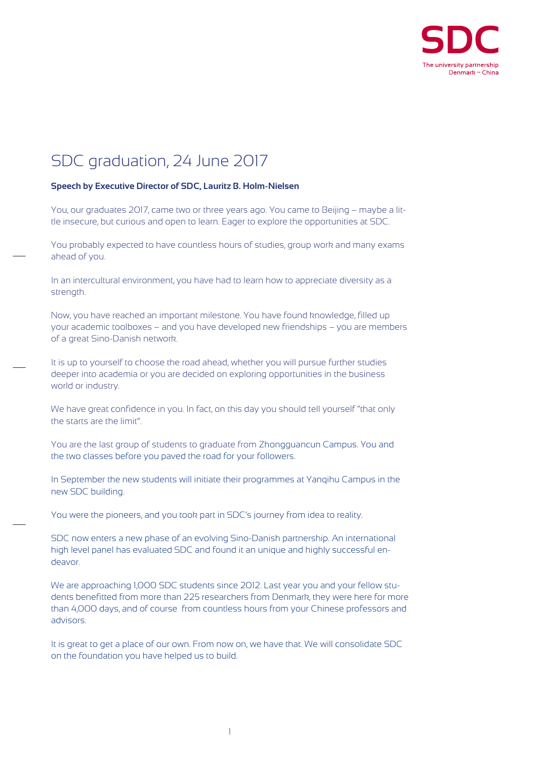SDC

The university partnership
Denmark – China

# SDC graduation, 24 June 2017

**Speech by Executive Director of SDC, Lauritz B. Holm-Nielsen**

You, our graduates 2017, came two or three years ago. You came to Beijing – maybe a little insecure, but curious and open to learn. Eager to explore the opportunities at SDC.

You probably expected to have countless hours of studies, group work and many exams ahead of you.

In an intercultural environment, you have had to learn how to appreciate diversity as a strength.

Now, you have reached an important milestone. You have found knowledge, filled up your academic toolboxes – and you have developed new friendships – you are members of a great Sino-Danish network.

It is up to yourself to choose the road ahead, whether you will pursue further studies deeper into academia or you are decided on exploring opportunities in the business world or industry.

We have great confidence in you. In fact, on this day you should tell yourself "that only the starts are the limit".

You are the last group of students to graduate from Zhongguancun Campus. You and the two classes before you paved the road for your followers.

In September the new students will initiate their programmes at Yanqihu Campus in the new SDC building.

You were the pioneers, and you took part in SDC's journey from idea to reality.

SDC now enters a new phase of an evolving Sino-Danish partnership. An international high level panel has evaluated SDC and found it an unique and highly successful endeavor.

We are approaching 1,000 SDC students since 2012. Last year you and your fellow students benefitted from more than 225 researchers from Denmark, they were here for more than 4,000 days, and of course from countless hours from your Chinese professors and advisors.

It is great to get a place of our own. From now on, we have that. We will consolidate SDC on the foundation you have helped us to build.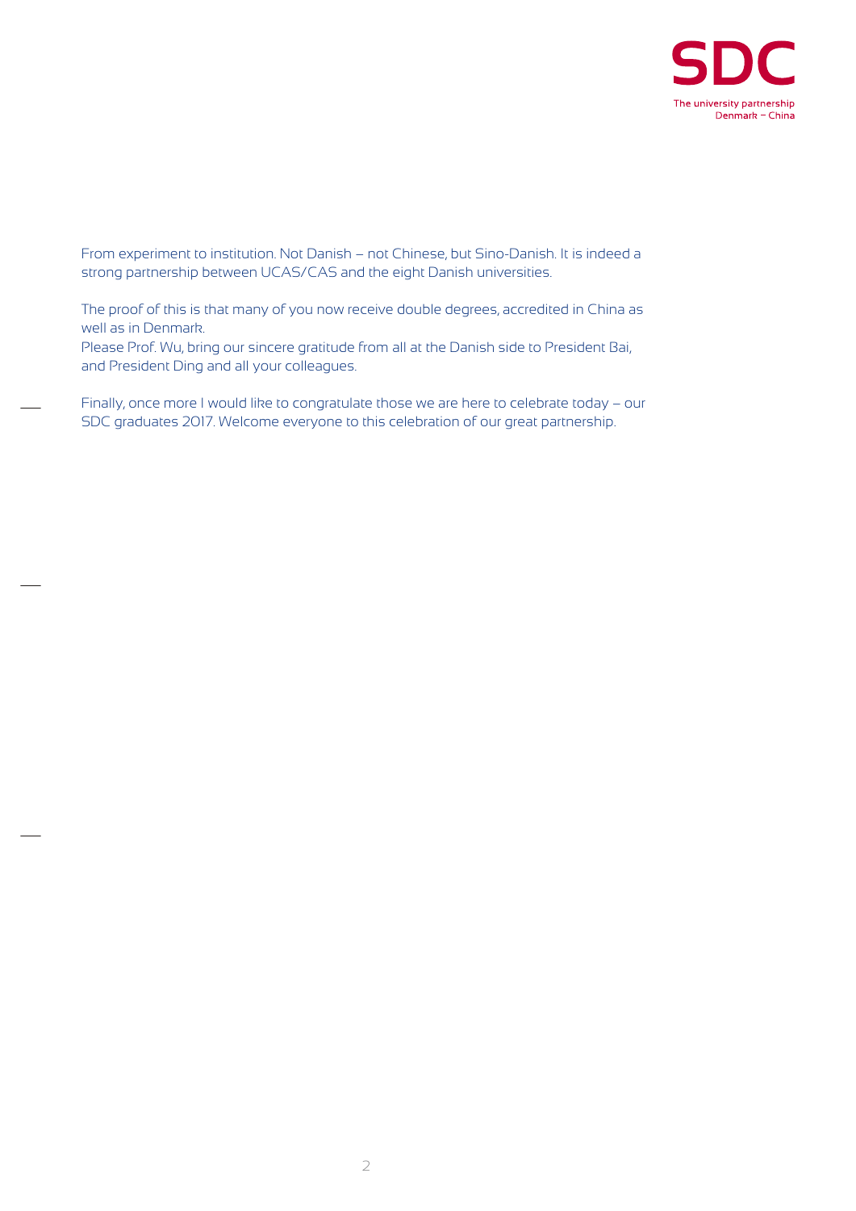From experiment to institution. Not Danish – not Chinese, but Sino-Danish. It is indeed a strong partnership between UCAS/CAS and the eight Danish universities.

The proof of this is that many of you now receive double degrees, accredited in China as well as in Denmark.
Please Prof. Wu, bring our sincere gratitude from all at the Danish side to President Bai, and President Ding and all your colleagues.

Finally, once more I would like to congratulate those we are here to celebrate today – our SDC graduates 2017. Welcome everyone to this celebration of our great partnership.